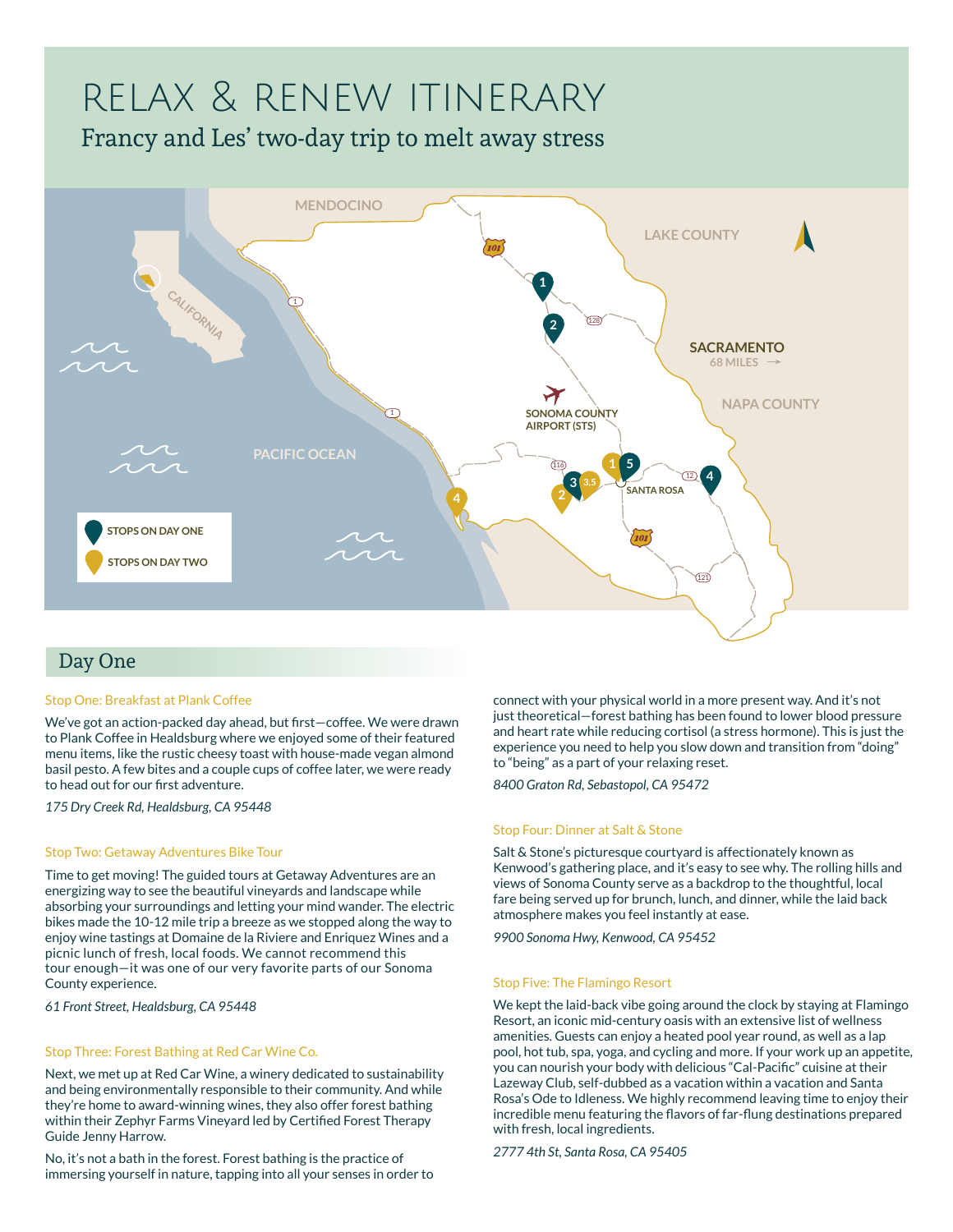# RELAX & RENEW ITINERARY

## Francy and Les' two-day trip to melt away stress

## Day One

### Stop One: Breakfast at Plank Coffee

We've got an action-packed day ahead, but first—coffee. We were drawn to Plank Coffee in Healdsburg where we enjoyed some of their featured menu items, like the rustic cheesy toast with house-made vegan almond basil pesto. A few bites and a couple cups of coffee later, we were ready to head out for our first adventure.

*175 Dry Creek Rd, Healdsburg, CA 95448*

### Stop Two: Getaway Adventures Bike Tour

Time to get moving! The guided tours at Getaway Adventures are an energizing way to see the beautiful vineyards and landscape while absorbing your surroundings and letting your mind wander. The electric bikes made the 10-12 mile trip a breeze as we stopped along the way to enjoy wine tastings at Domaine de la Riviere and Enriquez Wines and a picnic lunch of fresh, local foods. We cannot recommend this tour enough—it was one of our very favorite parts of our Sonoma County experience.

*61 Front Street, Healdsburg, CA 95448*

### Stop Three: Forest Bathing at Red Car Wine Co.

Next, we met up at Red Car Wine, a winery dedicated to sustainability and being environmentally responsible to their community. And while they're home to award-winning wines, they also offer forest bathing within their Zephyr Farms Vineyard led by Certified Forest Therapy Guide Jenny Harrow.

No, it's not a bath in the forest. Forest bathing is the practice of immersing yourself in nature, tapping into all your senses in order to connect with your physical world in a more present way. And it's not just theoretical—forest bathing has been found to lower blood pressure and heart rate while reducing cortisol (a stress hormone). This is just the experience you need to help you slow down and transition from "doing" to "being" as a part of your relaxing reset.

*8400 Graton Rd, Sebastopol, CA 95472*

### Stop Four: Dinner at Salt & Stone

Salt & Stone's picturesque courtyard is affectionately known as Kenwood's gathering place, and it's easy to see why. The rolling hills and views of Sonoma County serve as a backdrop to the thoughtful, local fare being served up for brunch, lunch, and dinner, while the laid back atmosphere makes you feel instantly at ease.

*9900 Sonoma Hwy, Kenwood, CA 95452*

### Stop Five: The Flamingo Resort

We kept the laid-back vibe going around the clock by staying at Flamingo Resort, an iconic mid-century oasis with an extensive list of wellness amenities. Guests can enjoy a heated pool year round, as well as a lap pool, hot tub, spa, yoga, and cycling and more. If your work up an appetite, you can nourish your body with delicious "Cal-Pacific" cuisine at their Lazeway Club, self-dubbed as a vacation within a vacation and Santa Rosa's Ode to Idleness. We highly recommend leaving time to enjoy their incredible menu featuring the flavors of far-flung destinations prepared with fresh, local ingredients.

*2777 4th St, Santa Rosa, CA 95405*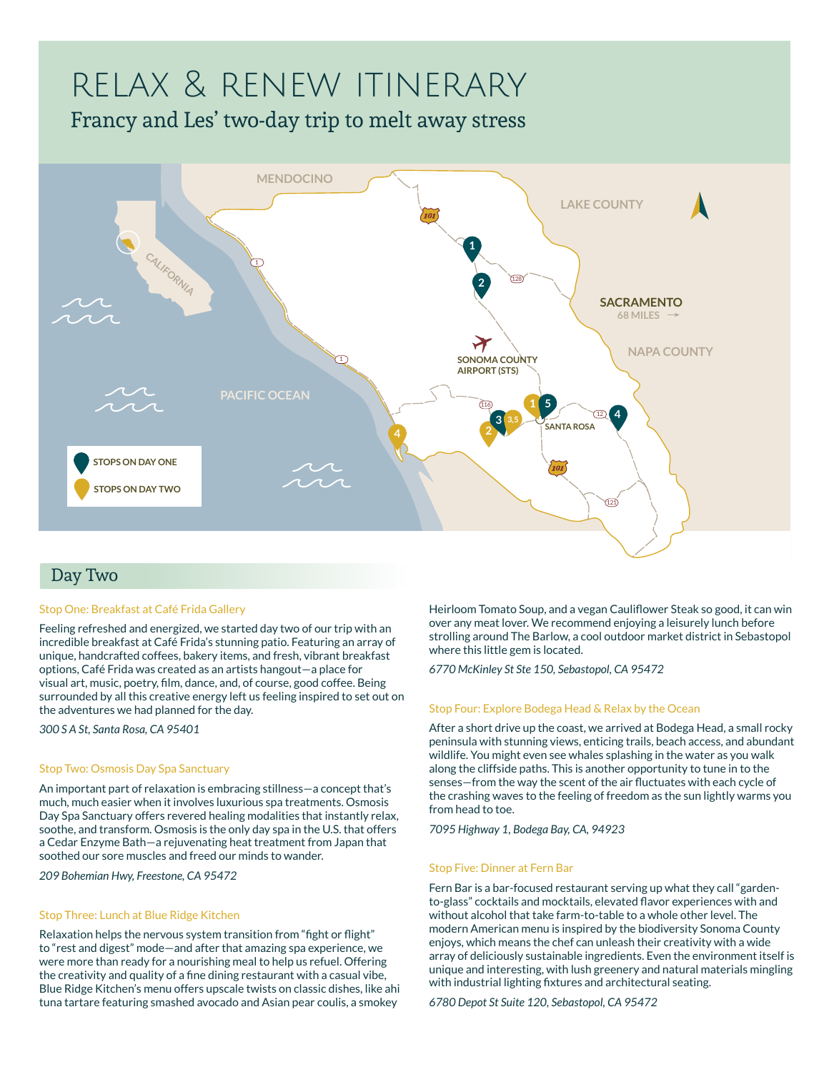# RELAX & RENEW ITINERARY

## Francy and Les' two-day trip to melt away stress

MENDOCINO
LAKE COUNTY
SACRAMENTO
68 MILES →
NAPA COUNTY
CALIFORNIA
PACIFIC OCEAN
SONOMA COUNTY AIRPORT (STS)
SANTA ROSA
STOPS ON DAY ONE
STOPS ON DAY TWO

## Day Two

### Stop One: Breakfast at Café Frida Gallery

Feeling refreshed and energized, we started day two of our trip with an incredible breakfast at Café Frida's stunning patio. Featuring an array of unique, handcrafted coffees, bakery items, and fresh, vibrant breakfast options, Café Frida was created as an artists hangout—a place for visual art, music, poetry, film, dance, and, of course, good coffee. Being surrounded by all this creative energy left us feeling inspired to set out on the adventures we had planned for the day.

*300 S A St, Santa Rosa, CA 95401*

### Stop Two: Osmosis Day Spa Sanctuary

An important part of relaxation is embracing stillness—a concept that's much, much easier when it involves luxurious spa treatments. Osmosis Day Spa Sanctuary offers revered healing modalities that instantly relax, soothe, and transform. Osmosis is the only day spa in the U.S. that offers a Cedar Enzyme Bath—a rejuvenating heat treatment from Japan that soothed our sore muscles and freed our minds to wander.

*209 Bohemian Hwy, Freestone, CA 95472*

### Stop Three: Lunch at Blue Ridge Kitchen

Relaxation helps the nervous system transition from "fight or flight" to "rest and digest" mode—and after that amazing spa experience, we were more than ready for a nourishing meal to help us refuel. Offering the creativity and quality of a fine dining restaurant with a casual vibe, Blue Ridge Kitchen's menu offers upscale twists on classic dishes, like ahi tuna tartare featuring smashed avocado and Asian pear coulis, a smokey Heirloom Tomato Soup, and a vegan Cauliflower Steak so good, it can win over any meat lover. We recommend enjoying a leisurely lunch before strolling around The Barlow, a cool outdoor market district in Sebastopol where this little gem is located.

*6770 McKinley St Ste 150, Sebastopol, CA 95472*

### Stop Four: Explore Bodega Head & Relax by the Ocean

After a short drive up the coast, we arrived at Bodega Head, a small rocky peninsula with stunning views, enticing trails, beach access, and abundant wildlife. You might even see whales splashing in the water as you walk along the cliffside paths. This is another opportunity to tune in to the senses—from the way the scent of the air fluctuates with each cycle of the crashing waves to the feeling of freedom as the sun lightly warms you from head to toe.

*7095 Highway 1, Bodega Bay, CA, 94923*

### Stop Five: Dinner at Fern Bar

Fern Bar is a bar-focused restaurant serving up what they call "garden-to-glass" cocktails and mocktails, elevated flavor experiences with and without alcohol that take farm-to-table to a whole other level. The modern American menu is inspired by the biodiversity Sonoma County enjoys, which means the chef can unleash their creativity with a wide array of deliciously sustainable ingredients. Even the environment itself is unique and interesting, with lush greenery and natural materials mingling with industrial lighting fixtures and architectural seating.

*6780 Depot St Suite 120, Sebastopol, CA 95472*